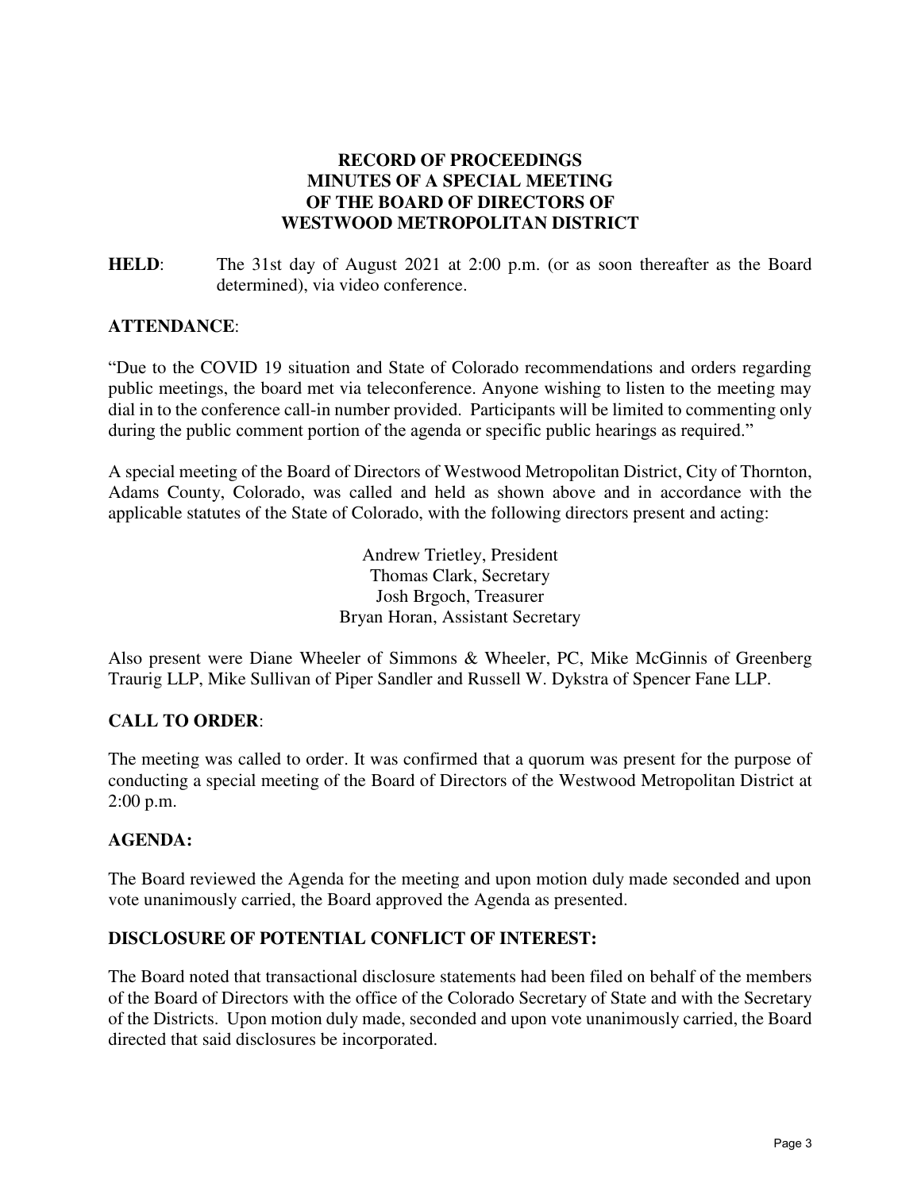# RECORD OF PROCEEDINGS
# MINUTES OF A SPECIAL MEETING
# OF THE BOARD OF DIRECTORS OF
# WESTWOOD METROPOLITAN DISTRICT

**HELD**: The 31st day of August 2021 at 2:00 p.m. (or as soon thereafter as the Board determined), via video conference.

**ATTENDANCE**:

"Due to the COVID 19 situation and State of Colorado recommendations and orders regarding public meetings, the board met via teleconference. Anyone wishing to listen to the meeting may dial in to the conference call-in number provided. Participants will be limited to commenting only during the public comment portion of the agenda or specific public hearings as required."

A special meeting of the Board of Directors of Westwood Metropolitan District, City of Thornton, Adams County, Colorado, was called and held as shown above and in accordance with the applicable statutes of the State of Colorado, with the following directors present and acting:

Andrew Trietley, President
Thomas Clark, Secretary
Josh Brgoch, Treasurer
Bryan Horan, Assistant Secretary

Also present were Diane Wheeler of Simmons & Wheeler, PC, Mike McGinnis of Greenberg Traurig LLP, Mike Sullivan of Piper Sandler and Russell W. Dykstra of Spencer Fane LLP.

**CALL TO ORDER**:

The meeting was called to order. It was confirmed that a quorum was present for the purpose of conducting a special meeting of the Board of Directors of the Westwood Metropolitan District at 2:00 p.m.

**AGENDA:**

The Board reviewed the Agenda for the meeting and upon motion duly made seconded and upon vote unanimously carried, the Board approved the Agenda as presented.

**DISCLOSURE OF POTENTIAL CONFLICT OF INTEREST:**

The Board noted that transactional disclosure statements had been filed on behalf of the members of the Board of Directors with the office of the Colorado Secretary of State and with the Secretary of the Districts. Upon motion duly made, seconded and upon vote unanimously carried, the Board directed that said disclosures be incorporated.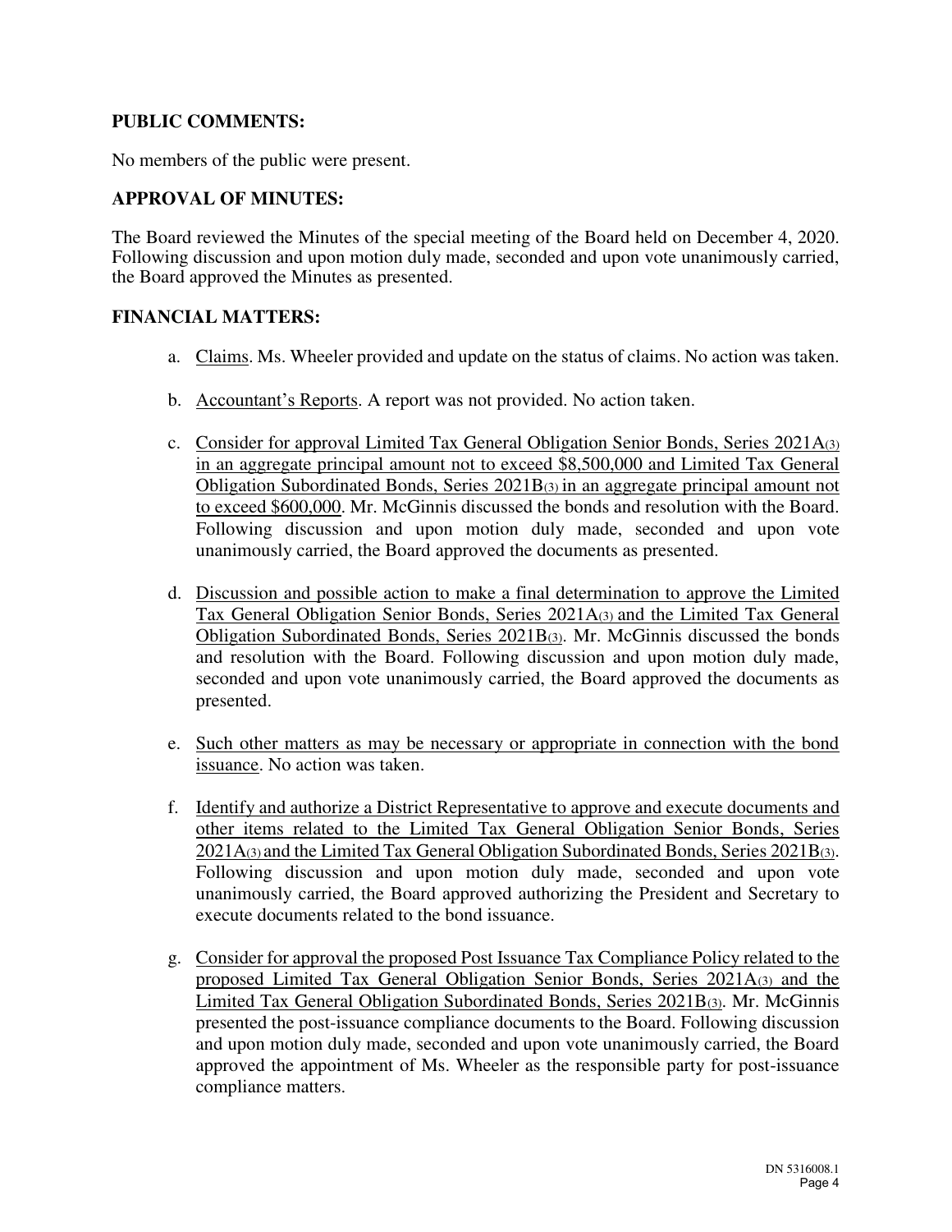## PUBLIC COMMENTS:

No members of the public were present.

## APPROVAL OF MINUTES:

The Board reviewed the Minutes of the special meeting of the Board held on December 4, 2020. Following discussion and upon motion duly made, seconded and upon vote unanimously carried, the Board approved the Minutes as presented.

## FINANCIAL MATTERS:

a. Claims. Ms. Wheeler provided and update on the status of claims. No action was taken.

b. Accountant's Reports. A report was not provided. No action taken.

c. Consider for approval Limited Tax General Obligation Senior Bonds, Series 2021A(3) in an aggregate principal amount not to exceed $8,500,000 and Limited Tax General Obligation Subordinated Bonds, Series 2021B(3) in an aggregate principal amount not to exceed $600,000. Mr. McGinnis discussed the bonds and resolution with the Board. Following discussion and upon motion duly made, seconded and upon vote unanimously carried, the Board approved the documents as presented.

d. Discussion and possible action to make a final determination to approve the Limited Tax General Obligation Senior Bonds, Series 2021A(3) and the Limited Tax General Obligation Subordinated Bonds, Series 2021B(3). Mr. McGinnis discussed the bonds and resolution with the Board. Following discussion and upon motion duly made, seconded and upon vote unanimously carried, the Board approved the documents as presented.

e. Such other matters as may be necessary or appropriate in connection with the bond issuance. No action was taken.

f. Identify and authorize a District Representative to approve and execute documents and other items related to the Limited Tax General Obligation Senior Bonds, Series 2021A(3) and the Limited Tax General Obligation Subordinated Bonds, Series 2021B(3). Following discussion and upon motion duly made, seconded and upon vote unanimously carried, the Board approved authorizing the President and Secretary to execute documents related to the bond issuance.

g. Consider for approval the proposed Post Issuance Tax Compliance Policy related to the proposed Limited Tax General Obligation Senior Bonds, Series 2021A(3) and the Limited Tax General Obligation Subordinated Bonds, Series 2021B(3). Mr. McGinnis presented the post-issuance compliance documents to the Board. Following discussion and upon motion duly made, seconded and upon vote unanimously carried, the Board approved the appointment of Ms. Wheeler as the responsible party for post-issuance compliance matters.

DN 5316008.1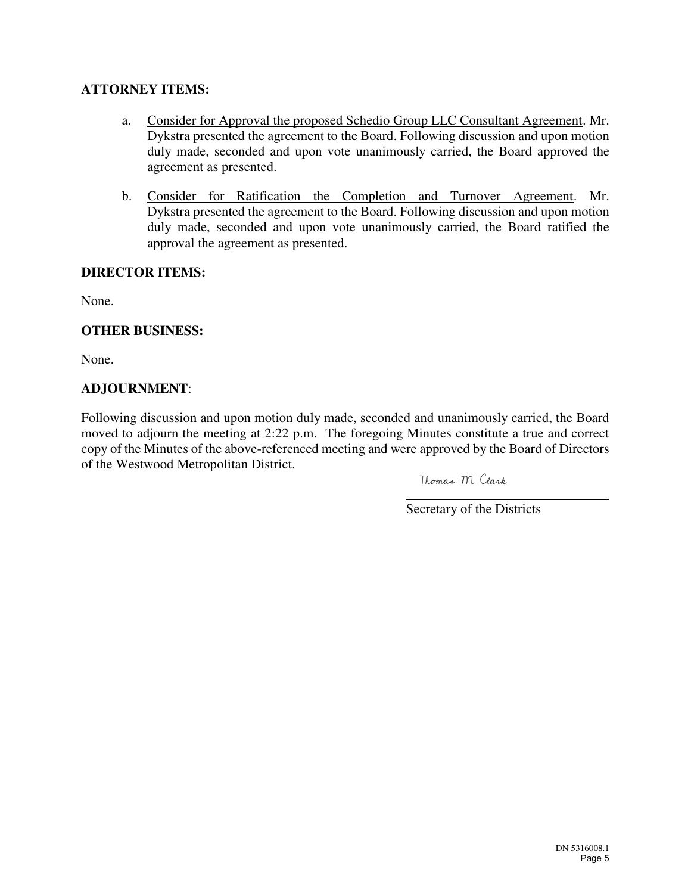**ATTORNEY ITEMS:**

a. Consider for Approval the proposed Schedio Group LLC Consultant Agreement. Mr. Dykstra presented the agreement to the Board. Following discussion and upon motion duly made, seconded and upon vote unanimously carried, the Board approved the agreement as presented.

b. Consider for Ratification the Completion and Turnover Agreement. Mr. Dykstra presented the agreement to the Board. Following discussion and upon motion duly made, seconded and upon vote unanimously carried, the Board ratified the approval the agreement as presented.

**DIRECTOR ITEMS:**

None.

**OTHER BUSINESS:**

None.

**ADJOURNMENT**:

Following discussion and upon motion duly made, seconded and unanimously carried, the Board moved to adjourn the meeting at 2:22 p.m. The foregoing Minutes constitute a true and correct copy of the Minutes of the above-referenced meeting and were approved by the Board of Directors of the Westwood Metropolitan District.

Thomas M Clark

Secretary of the Districts

DN 5316008.1